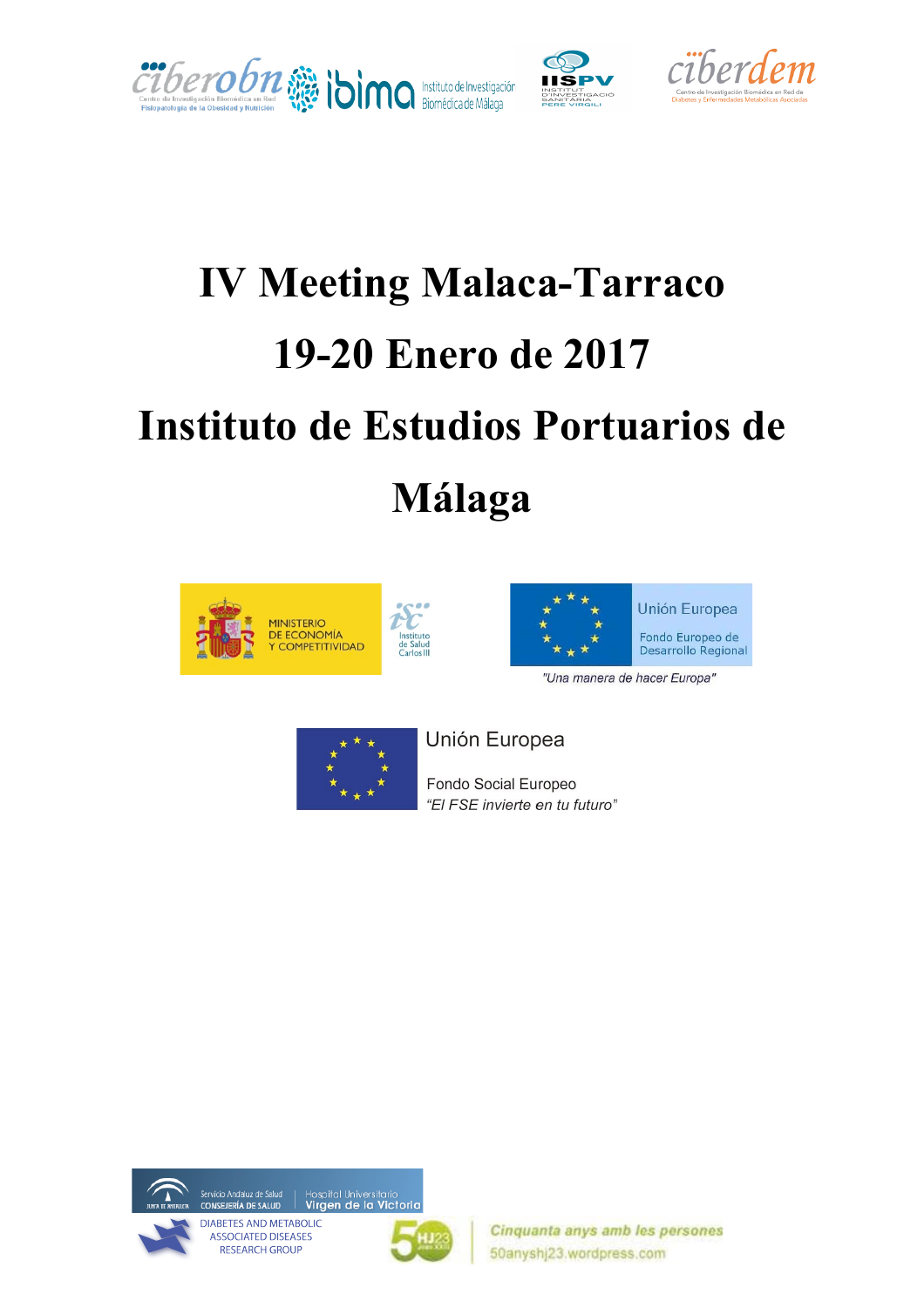# IV Meeting Malaca-Tarraco

# 19-20 Enero de 2017

# Instituto de Estudios Portuarios de Málaga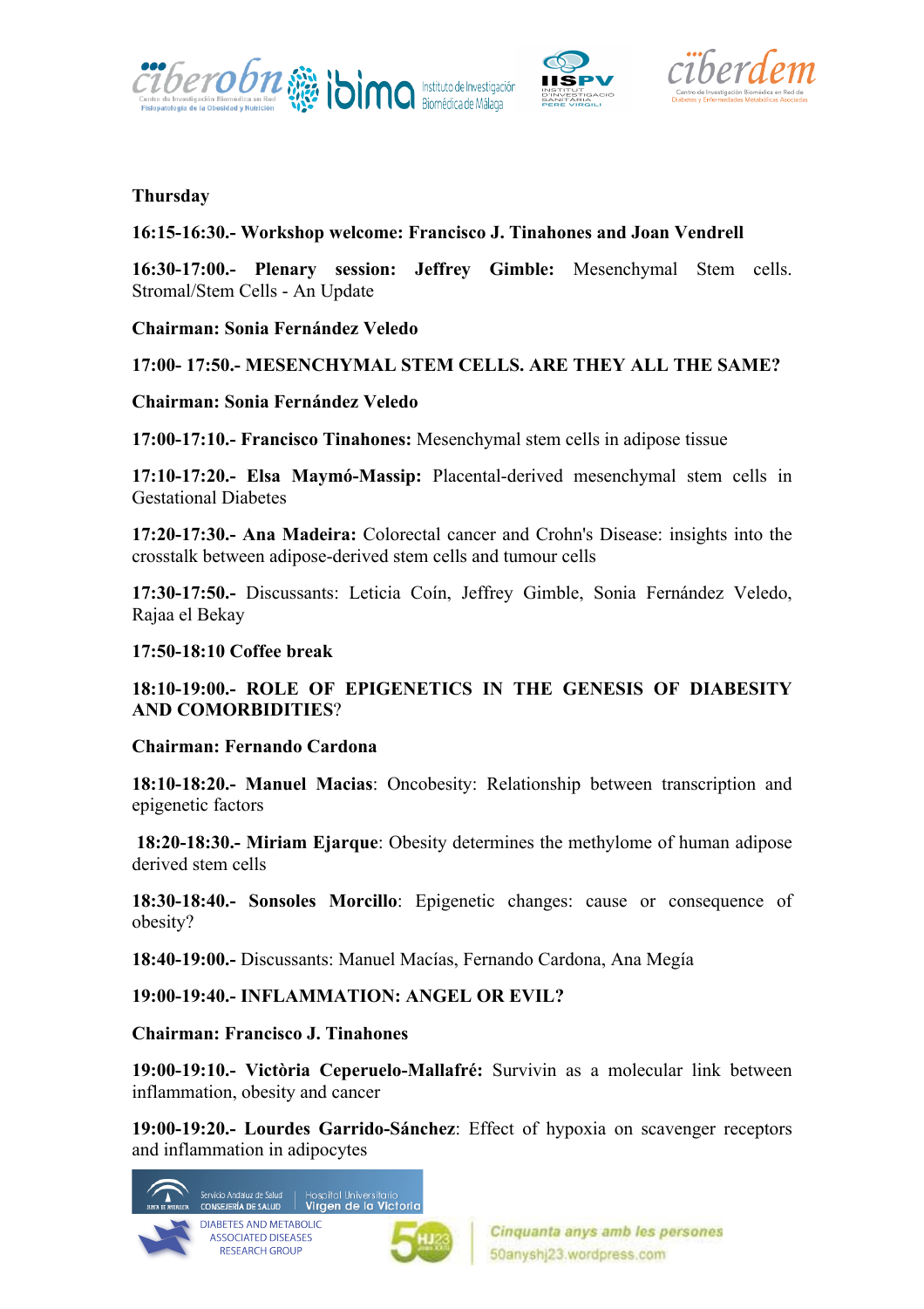**Thursday**

**16:15-16:30.- Workshop welcome: Francisco J. Tinahones and Joan Vendrell**

**16:30-17:00.- Plenary session: Jeffrey Gimble:** Mesenchymal Stem cells. Stromal/Stem Cells - An Update

**Chairman: Sonia Fernández Veledo**

**17:00- 17:50.- MESENCHYMAL STEM CELLS. ARE THEY ALL THE SAME?**

**Chairman: Sonia Fernández Veledo**

**17:00-17:10.- Francisco Tinahones:** Mesenchymal stem cells in adipose tissue

**17:10-17:20.- Elsa Maymó-Massip:** Placental-derived mesenchymal stem cells in Gestational Diabetes

**17:20-17:30.- Ana Madeira:** Colorectal cancer and Crohn's Disease: insights into the crosstalk between adipose-derived stem cells and tumour cells

**17:30-17:50.-** Discussants: Leticia Coín, Jeffrey Gimble, Sonia Fernández Veledo, Rajaa el Bekay

**17:50-18:10 Coffee break**

**18:10-19:00.- ROLE OF EPIGENETICS IN THE GENESIS OF DIABESITY AND COMORBIDITIES**?

**Chairman: Fernando Cardona**

**18:10-18:20.- Manuel Macias**: Oncobesity: Relationship between transcription and epigenetic factors

**18:20-18:30.- Miriam Ejarque**: Obesity determines the methylome of human adipose derived stem cells

**18:30-18:40.- Sonsoles Morcillo**: Epigenetic changes: cause or consequence of obesity?

**18:40-19:00.-** Discussants: Manuel Macías, Fernando Cardona, Ana Megía

**19:00-19:40.- INFLAMMATION: ANGEL OR EVIL?**

**Chairman: Francisco J. Tinahones**

**19:00-19:10.- Victòria Ceperuelo-Mallafré:** Survivin as a molecular link between inflammation, obesity and cancer

**19:00-19:20.- Lourdes Garrido-Sánchez**: Effect of hypoxia on scavenger receptors and inflammation in adipocytes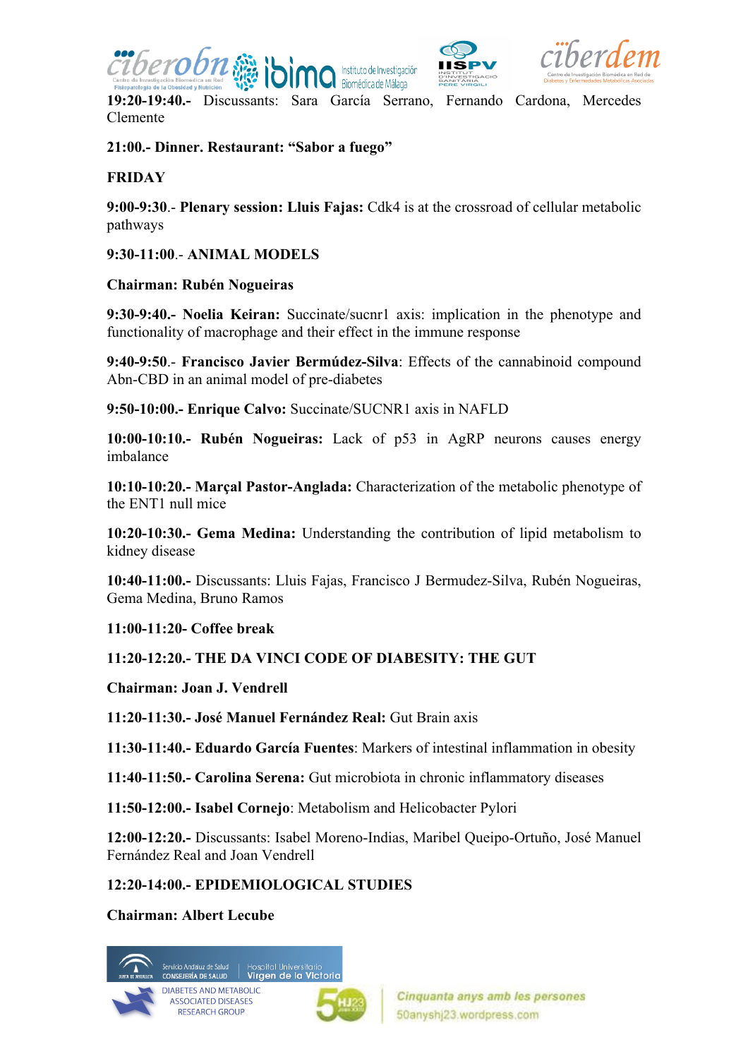**19:20-19:40.-** Discussants: Sara García Serrano, Fernando Cardona, Mercedes Clemente

**21:00.- Dinner. Restaurant: "Sabor a fuego"**

**FRIDAY**

**9:00-9:30**.- **Plenary session: Lluis Fajas:** Cdk4 is at the crossroad of cellular metabolic pathways

**9:30-11:00**.- **ANIMAL MODELS**

**Chairman: Rubén Nogueiras**

**9:30-9:40.- Noelia Keiran:** Succinate/sucnr1 axis: implication in the phenotype and functionality of macrophage and their effect in the immune response

**9:40-9:50**.- **Francisco Javier Bermúdez-Silva**: Effects of the cannabinoid compound Abn-CBD in an animal model of pre-diabetes

**9:50-10:00.- Enrique Calvo:** Succinate/SUCNR1 axis in NAFLD

**10:00-10:10.- Rubén Nogueiras:** Lack of p53 in AgRP neurons causes energy imbalance

**10:10-10:20.- Marçal Pastor-Anglada:** Characterization of the metabolic phenotype of the ENT1 null mice

**10:20-10:30.- Gema Medina:** Understanding the contribution of lipid metabolism to kidney disease

**10:40-11:00.-** Discussants: Lluis Fajas, Francisco J Bermudez-Silva, Rubén Nogueiras, Gema Medina, Bruno Ramos

**11:00-11:20- Coffee break**

**11:20-12:20.- THE DA VINCI CODE OF DIABESITY: THE GUT**

**Chairman: Joan J. Vendrell**

**11:20-11:30.- José Manuel Fernández Real:** Gut Brain axis

**11:30-11:40.- Eduardo García Fuentes**: Markers of intestinal inflammation in obesity

**11:40-11:50.- Carolina Serena:** Gut microbiota in chronic inflammatory diseases

**11:50-12:00.- Isabel Cornejo**: Metabolism and Helicobacter Pylori

**12:00-12:20.-** Discussants: Isabel Moreno-Indias, Maribel Queipo-Ortuño, José Manuel Fernández Real and Joan Vendrell

**12:20-14:00.- EPIDEMIOLOGICAL STUDIES**

**Chairman: Albert Lecube**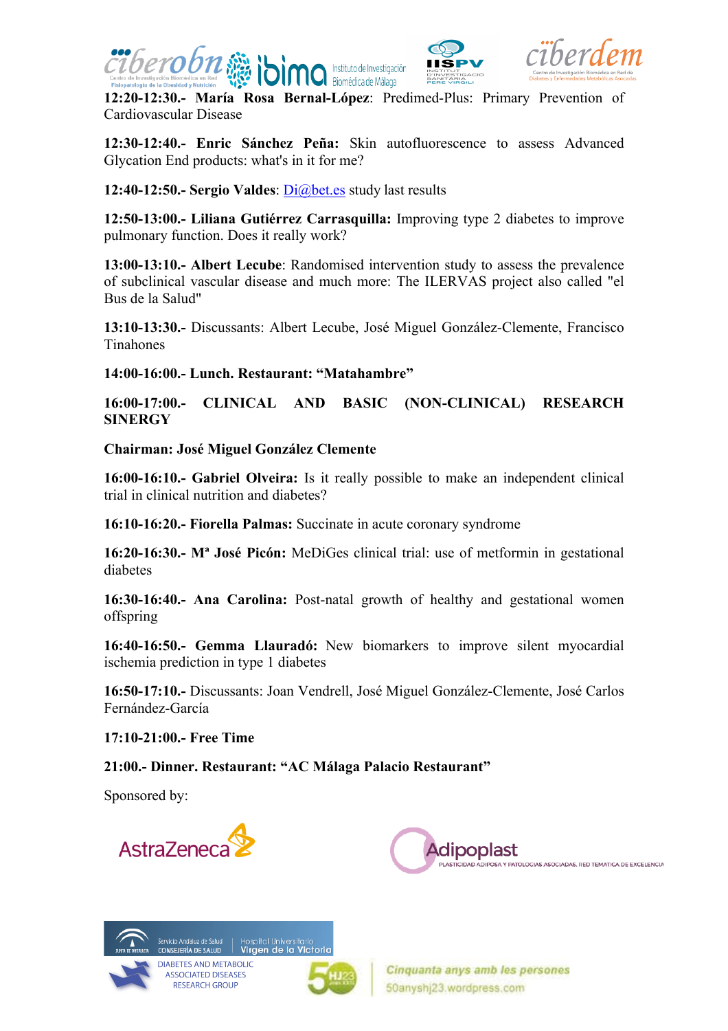**12:20-12:30.- María Rosa Bernal-López**: Predimed-Plus: Primary Prevention of Cardiovascular Disease

**12:30-12:40.- Enric Sánchez Peña:** Skin autofluorescence to assess Advanced Glycation End products: what's in it for me?

**12:40-12:50.- Sergio Valdes**: Di@bet.es study last results

**12:50-13:00.- Liliana Gutiérrez Carrasquilla:** Improving type 2 diabetes to improve pulmonary function. Does it really work?

**13:00-13:10.- Albert Lecube**: Randomised intervention study to assess the prevalence of subclinical vascular disease and much more: The ILERVAS project also called "el Bus de la Salud"

**13:10-13:30.-** Discussants: Albert Lecube, José Miguel González-Clemente, Francisco Tinahones

**14:00-16:00.- Lunch. Restaurant: "Matahambre"**

**16:00-17:00.- CLINICAL AND BASIC (NON-CLINICAL) RESEARCH SINERGY**

**Chairman: José Miguel González Clemente**

**16:00-16:10.- Gabriel Olveira:** Is it really possible to make an independent clinical trial in clinical nutrition and diabetes?

**16:10-16:20.- Fiorella Palmas:** Succinate in acute coronary syndrome

**16:20-16:30.- Mª José Picón:** MeDiGes clinical trial: use of metformin in gestational diabetes

**16:30-16:40.- Ana Carolina:** Post-natal growth of healthy and gestational women offspring

**16:40-16:50.- Gemma Llauradó:** New biomarkers to improve silent myocardial ischemia prediction in type 1 diabetes

**16:50-17:10.-** Discussants: Joan Vendrell, José Miguel González-Clemente, José Carlos Fernández-García

**17:10-21:00.- Free Time**

**21:00.- Dinner. Restaurant: "AC Málaga Palacio Restaurant"**

Sponsored by:

AstraZeneca

Adipoplast
PLASTICIDAD ADIPOSA Y PATOLOGÍAS ASOCIADAS. RED TEMÁTICA DE EXCELENCIA

Servicio Andaluz de Salud – CONSEJERÍA DE SALUD | Hospital Universitario Virgen de la Victoria

DIABETES AND METABOLIC ASSOCIATED DISEASES RESEARCH GROUP

Cinquanta anys amb les persones
50anyshj23.wordpress.com